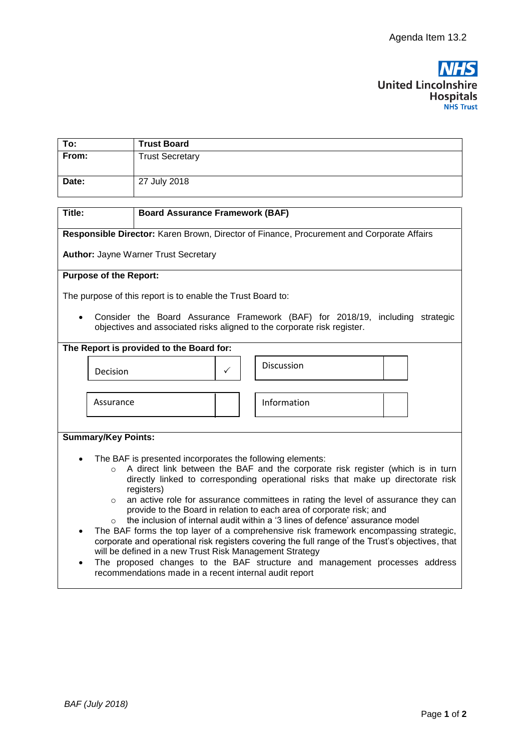Agenda Item 13.2

United Lincolnshire Hospitals NHS Trust

| To: | Trust Board |
|---|---|
| From: | Trust Secretary |
| Date: | 27 July 2018 |

| Title: | Board Assurance Framework (BAF) |
|---|---|

**Responsible Director:** Karen Brown, Director of Finance, Procurement and Corporate Affairs

**Author:** Jayne Warner Trust Secretary

**Purpose of the Report:**

The purpose of this report is to enable the Trust Board to:

- Consider the Board Assurance Framework (BAF) for 2018/19, including strategic objectives and associated risks aligned to the corporate risk register.

**The Report is provided to the Board for:**

| Decision | ✓ | Discussion | |
|---|---|---|---|
| Assurance | | Information | |

**Summary/Key Points:**

- The BAF is presented incorporates the following elements:
  - A direct link between the BAF and the corporate risk register (which is in turn directly linked to corresponding operational risks that make up directorate risk registers)
  - an active role for assurance committees in rating the level of assurance they can provide to the Board in relation to each area of corporate risk; and
  - the inclusion of internal audit within a '3 lines of defence' assurance model
- The BAF forms the top layer of a comprehensive risk framework encompassing strategic, corporate and operational risk registers covering the full range of the Trust's objectives, that will be defined in a new Trust Risk Management Strategy
- The proposed changes to the BAF structure and management processes address recommendations made in a recent internal audit report

*BAF (July 2018)*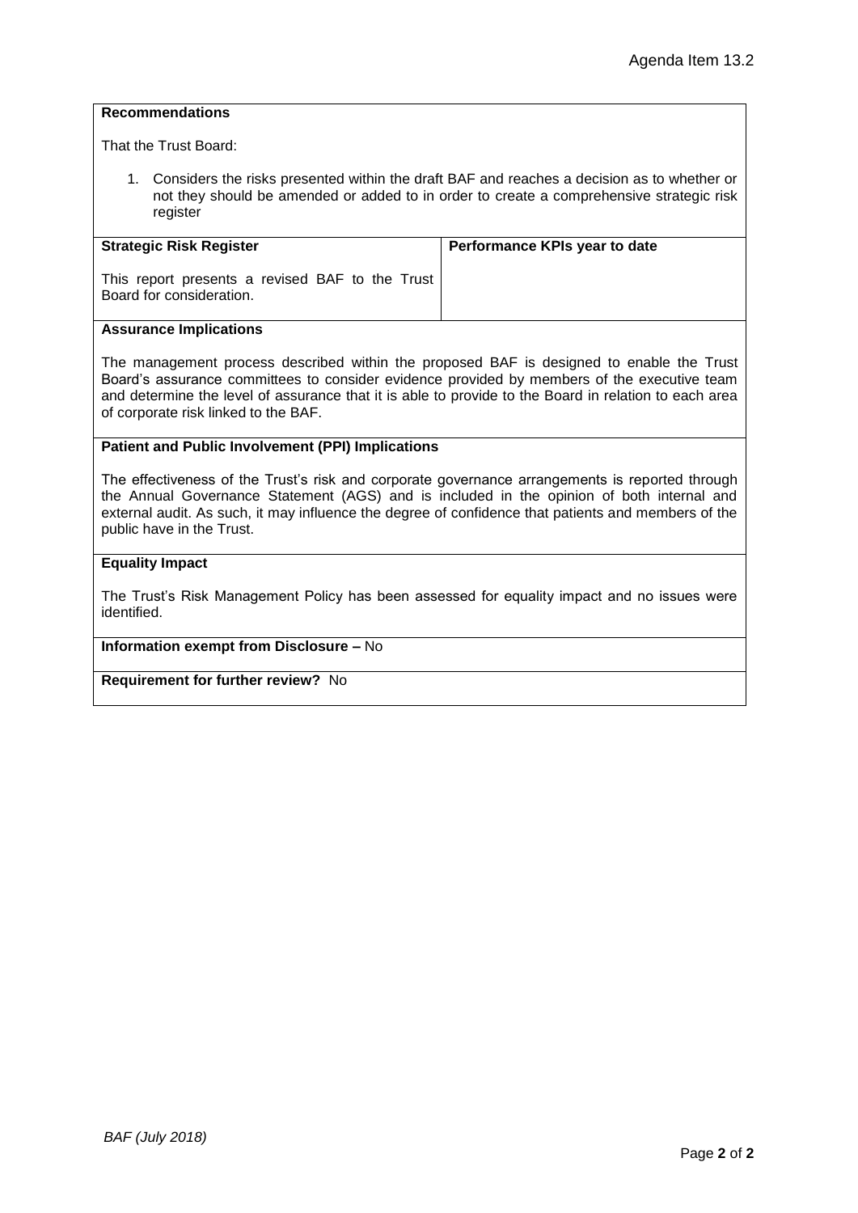**Recommendations**

That the Trust Board:

1. Considers the risks presented within the draft BAF and reaches a decision as to whether or not they should be amended or added to in order to create a comprehensive strategic risk register

| **Strategic Risk Register** | **Performance KPIs year to date** |
|---|---|
| This report presents a revised BAF to the Trust Board for consideration. | |

**Assurance Implications**

The management process described within the proposed BAF is designed to enable the Trust Board's assurance committees to consider evidence provided by members of the executive team and determine the level of assurance that it is able to provide to the Board in relation to each area of corporate risk linked to the BAF.

**Patient and Public Involvement (PPI) Implications**

The effectiveness of the Trust's risk and corporate governance arrangements is reported through the Annual Governance Statement (AGS) and is included in the opinion of both internal and external audit. As such, it may influence the degree of confidence that patients and members of the public have in the Trust.

**Equality Impact**

The Trust's Risk Management Policy has been assessed for equality impact and no issues were identified.

**Information exempt from Disclosure –** No

**Requirement for further review?** No